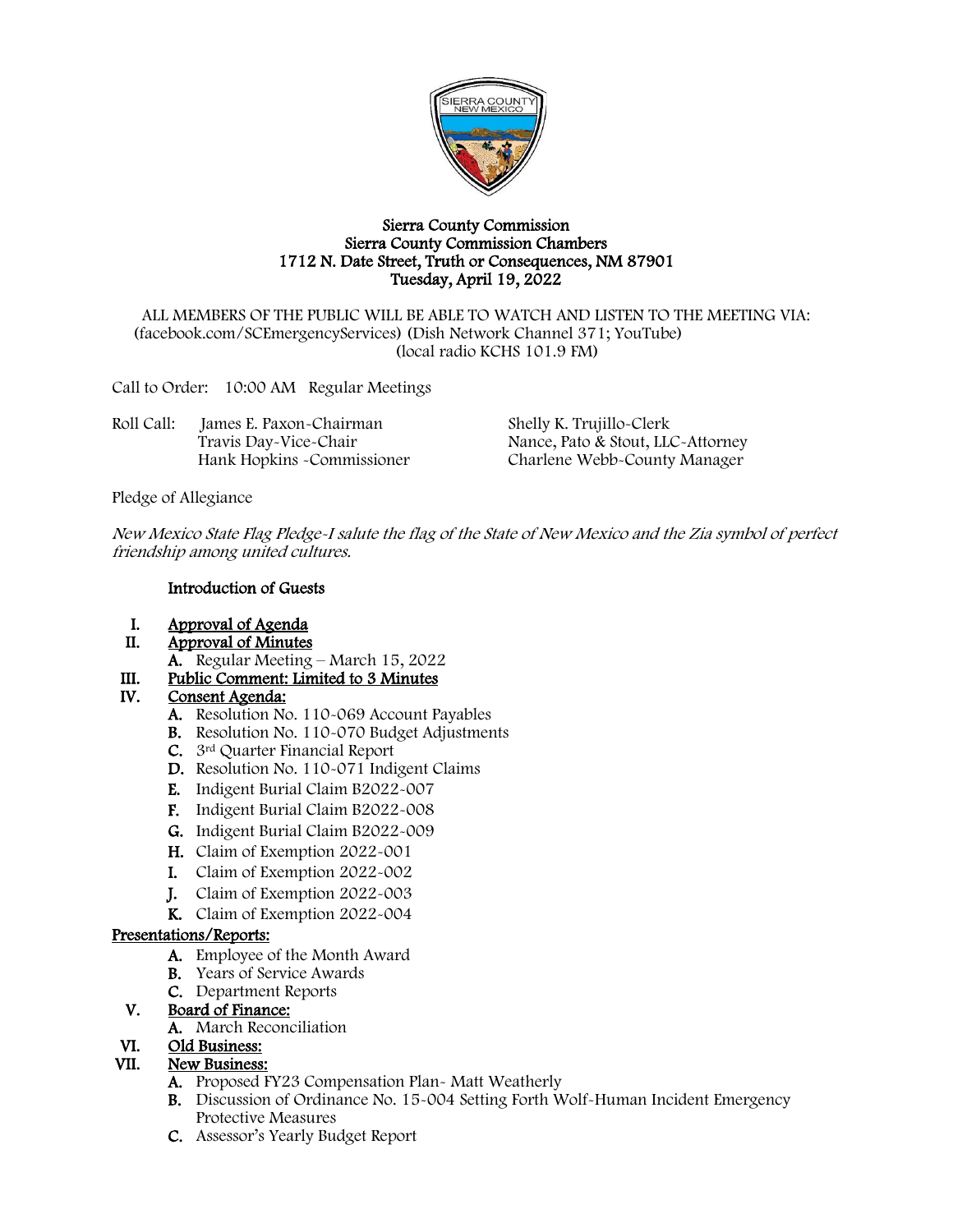# Sierra County Commission
## Sierra County Commission Chambers
## 1712 N. Date Street, Truth or Consequences, NM 87901
## Tuesday, April 19, 2022

ALL MEMBERS OF THE PUBLIC WILL BE ABLE TO WATCH AND LISTEN TO THE MEETING VIA: (facebook.com/SCEmergencyServices) (Dish Network Channel 371; YouTube) (local radio KCHS 101.9 FM)

Call to Order: 10:00 AM Regular Meetings

Roll Call:
- James E. Paxon-Chairman
- Travis Day-Vice-Chair
- Hank Hopkins -Commissioner
- Shelly K. Trujillo-Clerk
- Nance, Pato & Stout, LLC-Attorney
- Charlene Webb-County Manager

Pledge of Allegiance

*New Mexico State Flag Pledge-I salute the flag of the State of New Mexico and the Zia symbol of perfect friendship among united cultures.*

**Introduction of Guests**

I. **Approval of Agenda**

II. **Approval of Minutes**
   - A. Regular Meeting – March 15, 2022

III. **Public Comment: Limited to 3 Minutes**

IV. **Consent Agenda:**
   - A. Resolution No. 110-069 Account Payables
   - B. Resolution No. 110-070 Budget Adjustments
   - C. 3rd Quarter Financial Report
   - D. Resolution No. 110-071 Indigent Claims
   - E. Indigent Burial Claim B2022-007
   - F. Indigent Burial Claim B2022-008
   - G. Indigent Burial Claim B2022-009
   - H. Claim of Exemption 2022-001
   - I. Claim of Exemption 2022-002
   - J. Claim of Exemption 2022-003
   - K. Claim of Exemption 2022-004

**Presentations/Reports:**
   - A. Employee of the Month Award
   - B. Years of Service Awards
   - C. Department Reports

V. **Board of Finance:**
   - A. March Reconciliation

VI. **Old Business:**

VII. **New Business:**
   - A. Proposed FY23 Compensation Plan- Matt Weatherly
   - B. Discussion of Ordinance No. 15-004 Setting Forth Wolf-Human Incident Emergency Protective Measures
   - C. Assessor's Yearly Budget Report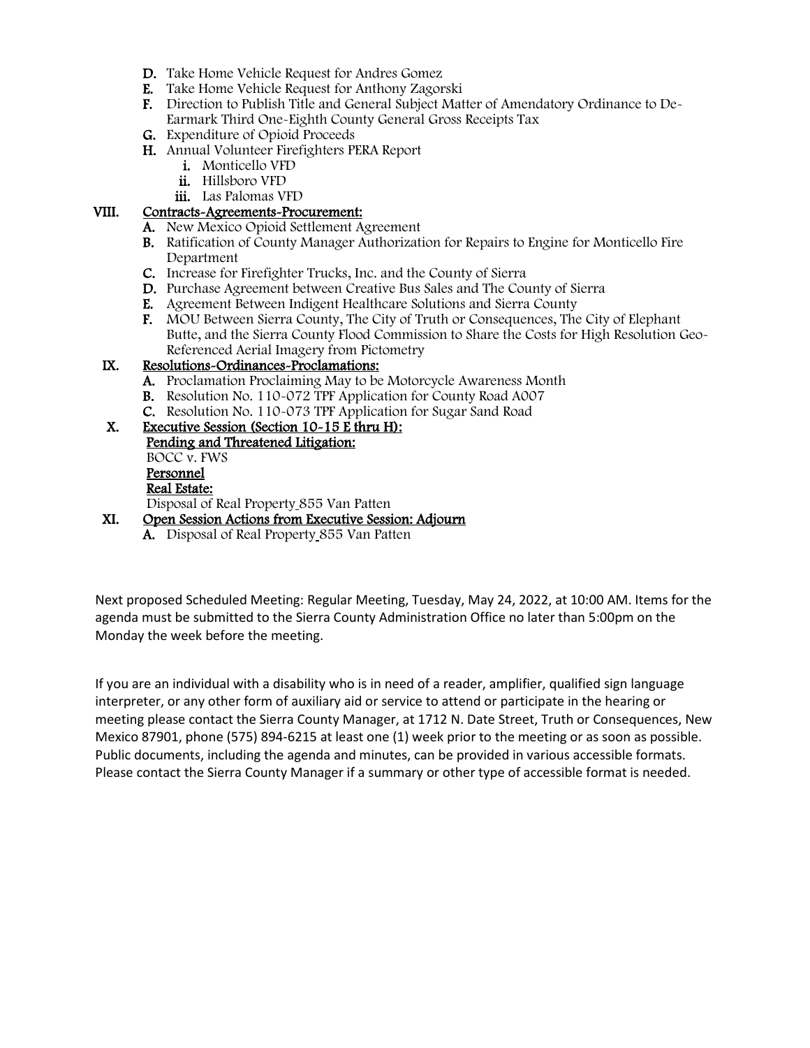- **D.** Take Home Vehicle Request for Andres Gomez
- **E.** Take Home Vehicle Request for Anthony Zagorski
- **F.** Direction to Publish Title and General Subject Matter of Amendatory Ordinance to De-Earmark Third One-Eighth County General Gross Receipts Tax
- **G.** Expenditure of Opioid Proceeds
- **H.** Annual Volunteer Firefighters PERA Report
  - **i.** Monticello VFD
  - **ii.** Hillsboro VFD
  - **iii.** Las Palomas VFD

**VIII. Contracts-Agreements-Procurement:**

- **A.** New Mexico Opioid Settlement Agreement
- **B.** Ratification of County Manager Authorization for Repairs to Engine for Monticello Fire Department
- **C.** Increase for Firefighter Trucks, Inc. and the County of Sierra
- **D.** Purchase Agreement between Creative Bus Sales and The County of Sierra
- **E.** Agreement Between Indigent Healthcare Solutions and Sierra County
- **F.** MOU Between Sierra County, The City of Truth or Consequences, The City of Elephant Butte, and the Sierra County Flood Commission to Share the Costs for High Resolution Geo-Referenced Aerial Imagery from Pictometry

**IX. Resolutions-Ordinances-Proclamations:**

- **A.** Proclamation Proclaiming May to be Motorcycle Awareness Month
- **B.** Resolution No. 110-072 TPF Application for County Road A007
- **C.** Resolution No. 110-073 TPF Application for Sugar Sand Road

**X. Executive Session (Section 10-15 E thru H):**

**Pending and Threatened Litigation:**

BOCC v. FWS

**Personnel**

**Real Estate:**

Disposal of Real Property 855 Van Patten

**XI. Open Session Actions from Executive Session: Adjourn**

- **A.** Disposal of Real Property 855 Van Patten

Next proposed Scheduled Meeting: Regular Meeting, Tuesday, May 24, 2022, at 10:00 AM. Items for the agenda must be submitted to the Sierra County Administration Office no later than 5:00pm on the Monday the week before the meeting.

If you are an individual with a disability who is in need of a reader, amplifier, qualified sign language interpreter, or any other form of auxiliary aid or service to attend or participate in the hearing or meeting please contact the Sierra County Manager, at 1712 N. Date Street, Truth or Consequences, New Mexico 87901, phone (575) 894-6215 at least one (1) week prior to the meeting or as soon as possible. Public documents, including the agenda and minutes, can be provided in various accessible formats. Please contact the Sierra County Manager if a summary or other type of accessible format is needed.